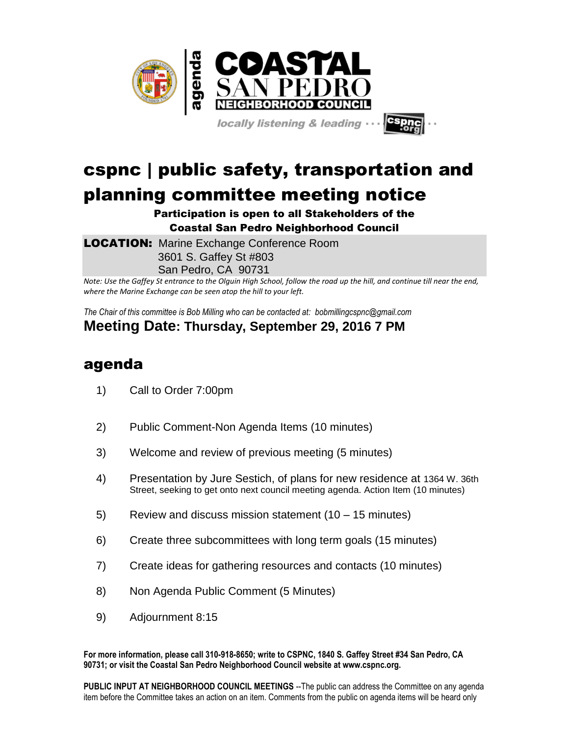agenda

COASTAL SAN PEDRO NEIGHBORHOOD COUNCIL

locally listening & leading ··· cspnc.org ··

# cspnc | public safety, transportation and planning committee meeting notice

**Participation is open to all Stakeholders of the Coastal San Pedro Neighborhood Council**

**LOCATION:** Marine Exchange Conference Room
3601 S. Gaffey St #803
San Pedro, CA 90731

*Note: Use the Gaffey St entrance to the Olguin High School, follow the road up the hill, and continue till near the end, where the Marine Exchange can be seen atop the hill to your left.*

*The Chair of this committee is Bob Milling who can be contacted at: bobmillingcspnc@gmail.com*

## Meeting Date: Thursday, September 29, 2016 7 PM

## agenda

1) Call to Order 7:00pm

2) Public Comment-Non Agenda Items (10 minutes)

3) Welcome and review of previous meeting (5 minutes)

4) Presentation by Jure Sestich, of plans for new residence at 1364 W. 36th Street, seeking to get onto next council meeting agenda. Action Item (10 minutes)

5) Review and discuss mission statement (10 – 15 minutes)

6) Create three subcommittees with long term goals (15 minutes)

7) Create ideas for gathering resources and contacts (10 minutes)

8) Non Agenda Public Comment (5 Minutes)

9) Adjournment 8:15

**For more information, please call 310-918-8650; write to CSPNC, 1840 S. Gaffey Street #34 San Pedro, CA 90731; or visit the Coastal San Pedro Neighborhood Council website at www.cspnc.org.**

**PUBLIC INPUT AT NEIGHBORHOOD COUNCIL MEETINGS** --The public can address the Committee on any agenda item before the Committee takes an action on an item. Comments from the public on agenda items will be heard only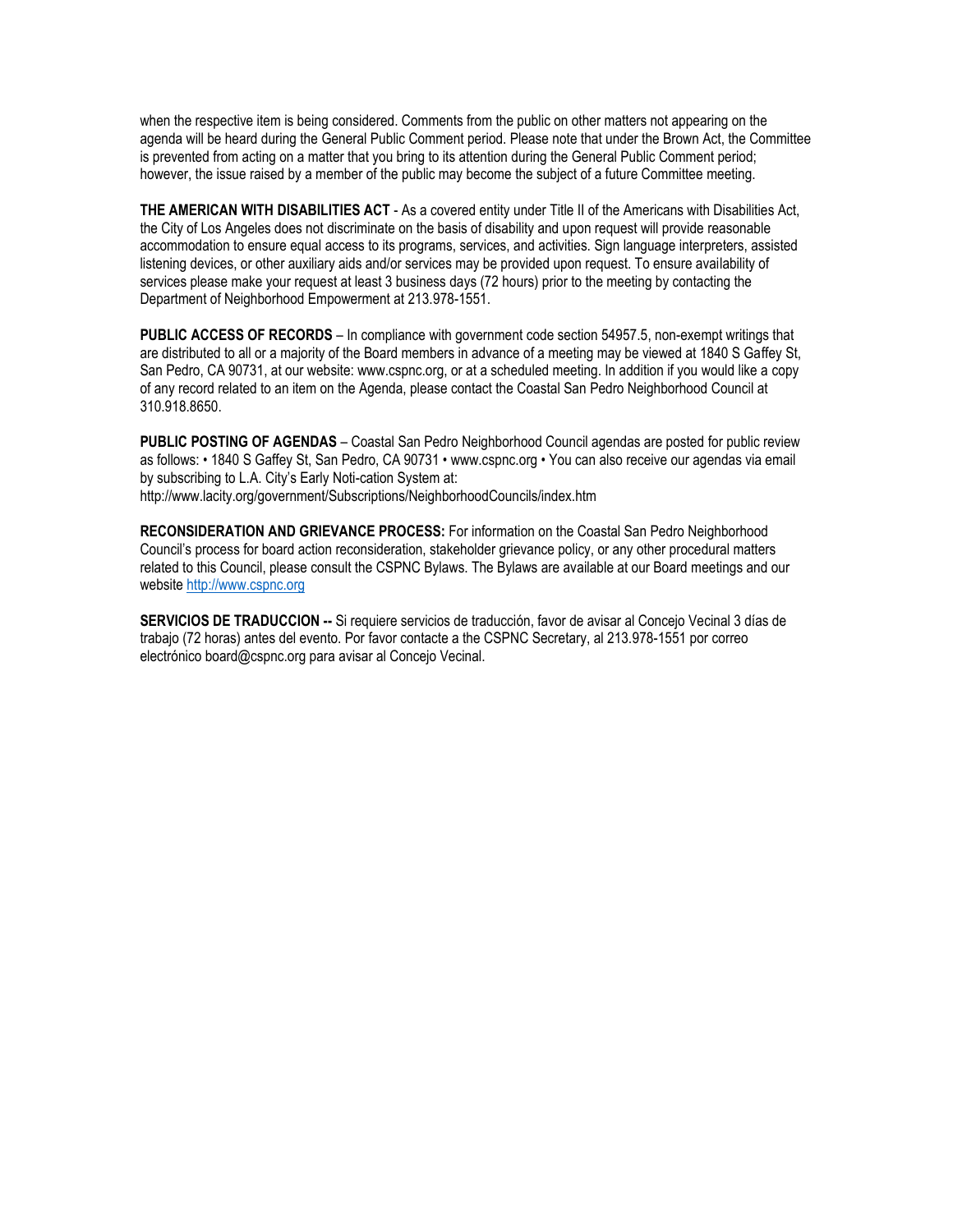when the respective item is being considered. Comments from the public on other matters not appearing on the agenda will be heard during the General Public Comment period. Please note that under the Brown Act, the Committee is prevented from acting on a matter that you bring to its attention during the General Public Comment period; however, the issue raised by a member of the public may become the subject of a future Committee meeting.

**THE AMERICAN WITH DISABILITIES ACT** - As a covered entity under Title II of the Americans with Disabilities Act, the City of Los Angeles does not discriminate on the basis of disability and upon request will provide reasonable accommodation to ensure equal access to its programs, services, and activities. Sign language interpreters, assisted listening devices, or other auxiliary aids and/or services may be provided upon request. To ensure availability of services please make your request at least 3 business days (72 hours) prior to the meeting by contacting the Department of Neighborhood Empowerment at 213.978-1551.

**PUBLIC ACCESS OF RECORDS** – In compliance with government code section 54957.5, non-exempt writings that are distributed to all or a majority of the Board members in advance of a meeting may be viewed at 1840 S Gaffey St, San Pedro, CA 90731, at our website: www.cspnc.org, or at a scheduled meeting. In addition if you would like a copy of any record related to an item on the Agenda, please contact the Coastal San Pedro Neighborhood Council at 310.918.8650.

**PUBLIC POSTING OF AGENDAS** – Coastal San Pedro Neighborhood Council agendas are posted for public review as follows: • 1840 S Gaffey St, San Pedro, CA 90731 • www.cspnc.org • You can also receive our agendas via email by subscribing to L.A. City's Early Noti-cation System at: http://www.lacity.org/government/Subscriptions/NeighborhoodCouncils/index.htm

**RECONSIDERATION AND GRIEVANCE PROCESS:** For information on the Coastal San Pedro Neighborhood Council's process for board action reconsideration, stakeholder grievance policy, or any other procedural matters related to this Council, please consult the CSPNC Bylaws. The Bylaws are available at our Board meetings and our website http://www.cspnc.org

**SERVICIOS DE TRADUCCION --** Si requiere servicios de traducción, favor de avisar al Concejo Vecinal 3 días de trabajo (72 horas) antes del evento. Por favor contacte a the CSPNC Secretary, al 213.978-1551 por correo electrónico board@cspnc.org para avisar al Concejo Vecinal.